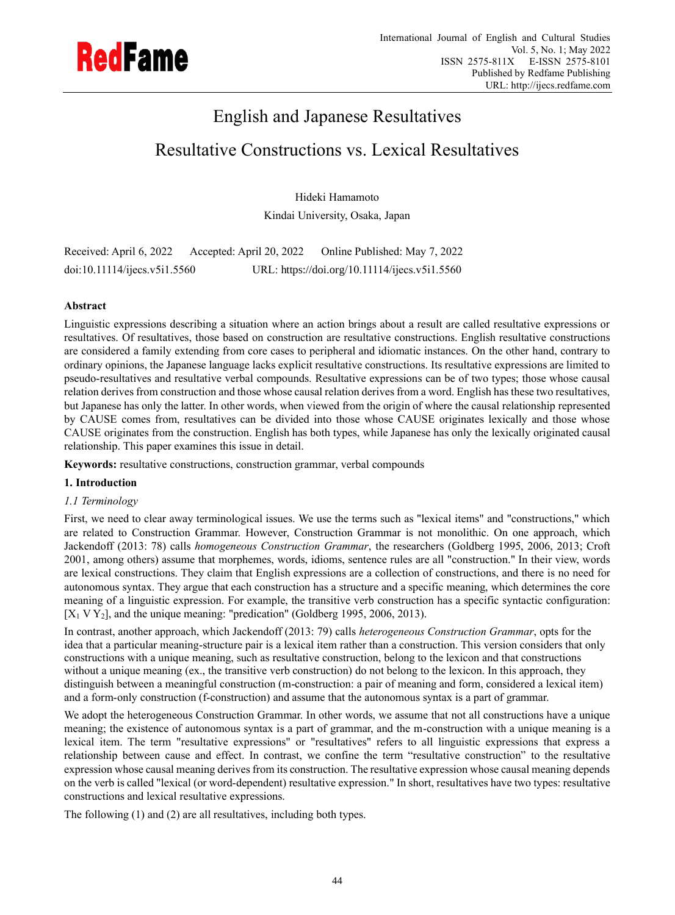# English and Japanese Resultatives

## Resultative Constructions vs. Lexical Resultatives

Hideki Hamamoto

Kindai University, Osaka, Japan

Received: April 6, 2022 Accepted: April 20, 2022 Online Published: May 7, 2022

doi:10.11114/ijecs.v5i1.5560 URL: https://doi.org/10.11114/ijecs.v5i1.5560

**Abstract**

Linguistic expressions describing a situation where an action brings about a result are called resultative expressions or resultatives. Of resultatives, those based on construction are resultative constructions. English resultative constructions are considered a family extending from core cases to peripheral and idiomatic instances. On the other hand, contrary to ordinary opinions, the Japanese language lacks explicit resultative constructions. Its resultative expressions are limited to pseudo-resultatives and resultative verbal compounds. Resultative expressions can be of two types; those whose causal relation derives from construction and those whose causal relation derives from a word. English has these two resultatives, but Japanese has only the latter. In other words, when viewed from the origin of where the causal relationship represented by CAUSE comes from, resultatives can be divided into those whose CAUSE originates lexically and those whose CAUSE originates from the construction. English has both types, while Japanese has only the lexically originated causal relationship. This paper examines this issue in detail.

**Keywords:** resultative constructions, construction grammar, verbal compounds

### 1. Introduction

#### *1.1 Terminology*

First, we need to clear away terminological issues. We use the terms such as "lexical items" and "constructions," which are related to Construction Grammar. However, Construction Grammar is not monolithic. On one approach, which Jackendoff (2013: 78) calls *homogeneous Construction Grammar*, the researchers (Goldberg 1995, 2006, 2013; Croft 2001, among others) assume that morphemes, words, idioms, sentence rules are all "construction." In their view, words are lexical constructions. They claim that English expressions are a collection of constructions, and there is no need for autonomous syntax. They argue that each construction has a structure and a specific meaning, which determines the core meaning of a linguistic expression. For example, the transitive verb construction has a specific syntactic configuration: [$X_1$ V $Y_2$], and the unique meaning: "predication" (Goldberg 1995, 2006, 2013).

In contrast, another approach, which Jackendoff (2013: 79) calls *heterogeneous Construction Grammar*, opts for the idea that a particular meaning-structure pair is a lexical item rather than a construction. This version considers that only constructions with a unique meaning, such as resultative construction, belong to the lexicon and that constructions without a unique meaning (ex., the transitive verb construction) do not belong to the lexicon. In this approach, they distinguish between a meaningful construction (m-construction: a pair of meaning and form, considered a lexical item) and a form-only construction (f-construction) and assume that the autonomous syntax is a part of grammar.

We adopt the heterogeneous Construction Grammar. In other words, we assume that not all constructions have a unique meaning; the existence of autonomous syntax is a part of grammar, and the m-construction with a unique meaning is a lexical item. The term "resultative expressions" or "resultatives" refers to all linguistic expressions that express a relationship between cause and effect. In contrast, we confine the term "resultative construction" to the resultative expression whose causal meaning derives from its construction. The resultative expression whose causal meaning depends on the verb is called "lexical (or word-dependent) resultative expression." In short, resultatives have two types: resultative constructions and lexical resultative expressions.

The following (1) and (2) are all resultatives, including both types.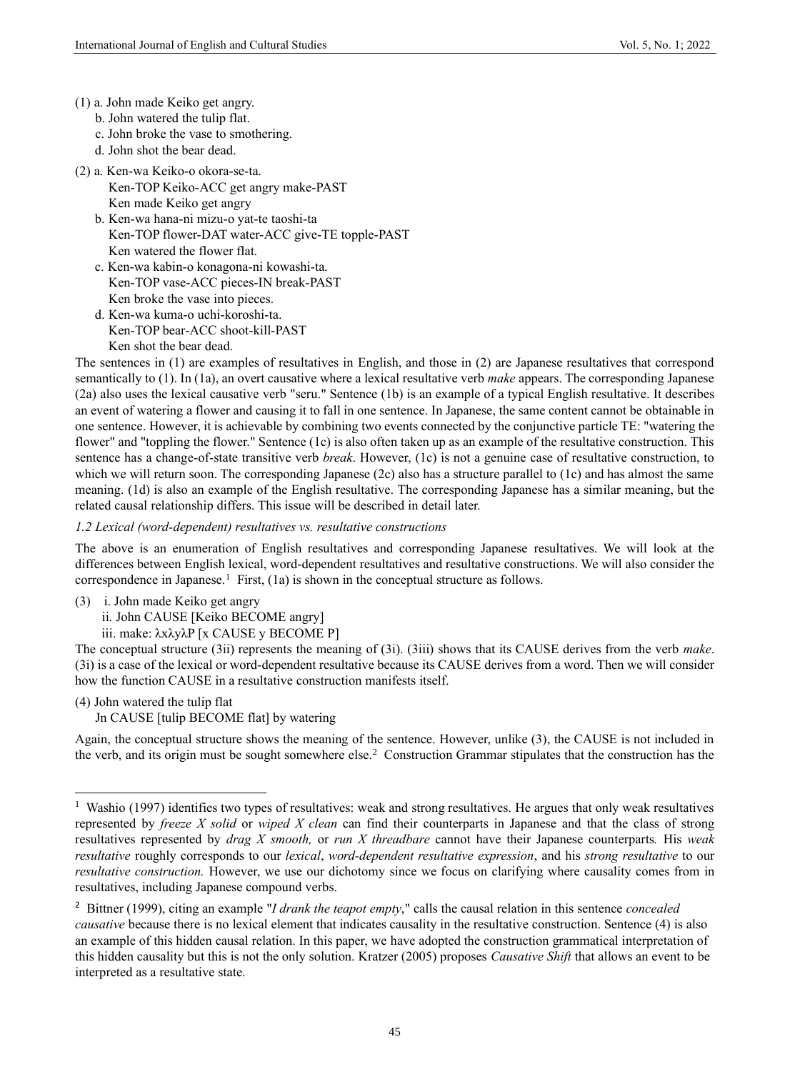(1) a. John made Keiko get angry.
  b. John watered the tulip flat.
  c. John broke the vase to smothering.
  d. John shot the bear dead.

(2) a. Ken-wa Keiko-o okora-se-ta.
    Ken-TOP Keiko-ACC get angry make-PAST
    Ken made Keiko get angry
  b. Ken-wa hana-ni mizu-o yat-te taoshi-ta
    Ken-TOP flower-DAT water-ACC give-TE topple-PAST
    Ken watered the flower flat.
  c. Ken-wa kabin-o konagona-ni kowashi-ta.
    Ken-TOP vase-ACC pieces-IN break-PAST
    Ken broke the vase into pieces.
  d. Ken-wa kuma-o uchi-koroshi-ta.
    Ken-TOP bear-ACC shoot-kill-PAST
    Ken shot the bear dead.

The sentences in (1) are examples of resultatives in English, and those in (2) are Japanese resultatives that correspond semantically to (1). In (1a), an overt causative where a lexical resultative verb *make* appears. The corresponding Japanese (2a) also uses the lexical causative verb "seru." Sentence (1b) is an example of a typical English resultative. It describes an event of watering a flower and causing it to fall in one sentence. In Japanese, the same content cannot be obtainable in one sentence. However, it is achievable by combining two events connected by the conjunctive particle TE: "watering the flower" and "toppling the flower." Sentence (1c) is also often taken up as an example of the resultative construction. This sentence has a change-of-state transitive verb *break*. However, (1c) is not a genuine case of resultative construction, to which we will return soon. The corresponding Japanese (2c) also has a structure parallel to (1c) and has almost the same meaning. (1d) is also an example of the English resultative. The corresponding Japanese has a similar meaning, but the related causal relationship differs. This issue will be described in detail later.

*1.2 Lexical (word-dependent) resultatives vs. resultative constructions*

The above is an enumeration of English resultatives and corresponding Japanese resultatives. We will look at the differences between English lexical, word-dependent resultatives and resultative constructions. We will also consider the correspondence in Japanese.[1] First, (1a) is shown in the conceptual structure as follows.

(3) i. John made Keiko get angry
  ii. John CAUSE [Keiko BECOME angry]
  iii. make: λxλyλP [x CAUSE y BECOME P]

The conceptual structure (3ii) represents the meaning of (3i). (3iii) shows that its CAUSE derives from the verb *make*. (3i) is a case of the lexical or word-dependent resultative because its CAUSE derives from a word. Then we will consider how the function CAUSE in a resultative construction manifests itself.

(4) John watered the tulip flat
  Jn CAUSE [tulip BECOME flat] by watering

Again, the conceptual structure shows the meaning of the sentence. However, unlike (3), the CAUSE is not included in the verb, and its origin must be sought somewhere else.[2] Construction Grammar stipulates that the construction has the

[1] Washio (1997) identifies two types of resultatives: weak and strong resultatives. He argues that only weak resultatives represented by *freeze X solid* or *wiped X clean* can find their counterparts in Japanese and that the class of strong resultatives represented by *drag X smooth,* or *run X threadbare* cannot have their Japanese counterparts*.* His *weak resultative* roughly corresponds to our *lexical*, *word-dependent resultative expression*, and his *strong resultative* to our *resultative construction.* However, we use our dichotomy since we focus on clarifying where causality comes from in resultatives, including Japanese compound verbs.

[2] Bittner (1999), citing an example "*I drank the teapot empty*," calls the causal relation in this sentence *concealed causative* because there is no lexical element that indicates causality in the resultative construction. Sentence (4) is also an example of this hidden causal relation. In this paper, we have adopted the construction grammatical interpretation of this hidden causality but this is not the only solution. Kratzer (2005) proposes *Causative Shift* that allows an event to be interpreted as a resultative state.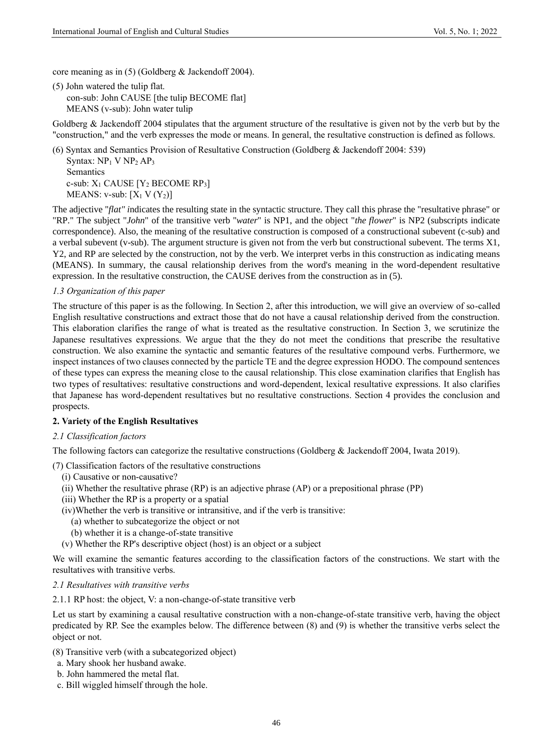core meaning as in (5) (Goldberg & Jackendoff 2004).

(5) John watered the tulip flat.
 con-sub: John CAUSE [the tulip BECOME flat]
 MEANS (v-sub): John water tulip

Goldberg & Jackendoff 2004 stipulates that the argument structure of the resultative is given not by the verb but by the "construction," and the verb expresses the mode or means. In general, the resultative construction is defined as follows.

(6) Syntax and Semantics Provision of Resultative Construction (Goldberg & Jackendoff 2004: 539)
 Syntax: $NP_1$ V $NP_2$ $AP_3$
 Semantics
 c-sub: $X_1$ CAUSE [$Y_2$ BECOME $RP_3$]
 MEANS: v-sub: [$X_1$ V ($Y_2$)]

The adjective "*flat" i*ndicates the resulting state in the syntactic structure. They call this phrase the "resultative phrase" or "RP." The subject "*John*" of the transitive verb "*water*" is NP1, and the object "*the flower*" is NP2 (subscripts indicate correspondence). Also, the meaning of the resultative construction is composed of a constructional subevent (c-sub) and a verbal subevent (v-sub). The argument structure is given not from the verb but constructional subevent. The terms X1, Y2, and RP are selected by the construction, not by the verb. We interpret verbs in this construction as indicating means (MEANS). In summary, the causal relationship derives from the word's meaning in the word-dependent resultative expression. In the resultative construction, the CAUSE derives from the construction as in (5).

*1.3 Organization of this paper*

The structure of this paper is as the following. In Section 2, after this introduction, we will give an overview of so-called English resultative constructions and extract those that do not have a causal relationship derived from the construction. This elaboration clarifies the range of what is treated as the resultative construction. In Section 3, we scrutinize the Japanese resultatives expressions. We argue that the they do not meet the conditions that prescribe the resultative construction. We also examine the syntactic and semantic features of the resultative compound verbs. Furthermore, we inspect instances of two clauses connected by the particle TE and the degree expression HODO. The compound sentences of these types can express the meaning close to the causal relationship. This close examination clarifies that English has two types of resultatives: resultative constructions and word-dependent, lexical resultative expressions. It also clarifies that Japanese has word-dependent resultatives but no resultative constructions. Section 4 provides the conclusion and prospects.

**2. Variety of the English Resultatives**

*2.1 Classification factors*

The following factors can categorize the resultative constructions (Goldberg & Jackendoff 2004, Iwata 2019).

(7) Classification factors of the resultative constructions
 (i) Causative or non-causative?
 (ii) Whether the resultative phrase (RP) is an adjective phrase (AP) or a prepositional phrase (PP)
 (iii) Whether the RP is a property or a spatial
 (iv)Whether the verb is transitive or intransitive, and if the verb is transitive:
  (a) whether to subcategorize the object or not
  (b) whether it is a change-of-state transitive
 (v) Whether the RP's descriptive object (host) is an object or a subject

We will examine the semantic features according to the classification factors of the constructions. We start with the resultatives with transitive verbs.

*2.1 Resultatives with transitive verbs*

2.1.1 RP host: the object, V: a non-change-of-state transitive verb

Let us start by examining a causal resultative construction with a non-change-of-state transitive verb, having the object predicated by RP. See the examples below. The difference between (8) and (9) is whether the transitive verbs select the object or not.

(8) Transitive verb (with a subcategorized object)
 a. Mary shook her husband awake.
 b. John hammered the metal flat.
 c. Bill wiggled himself through the hole.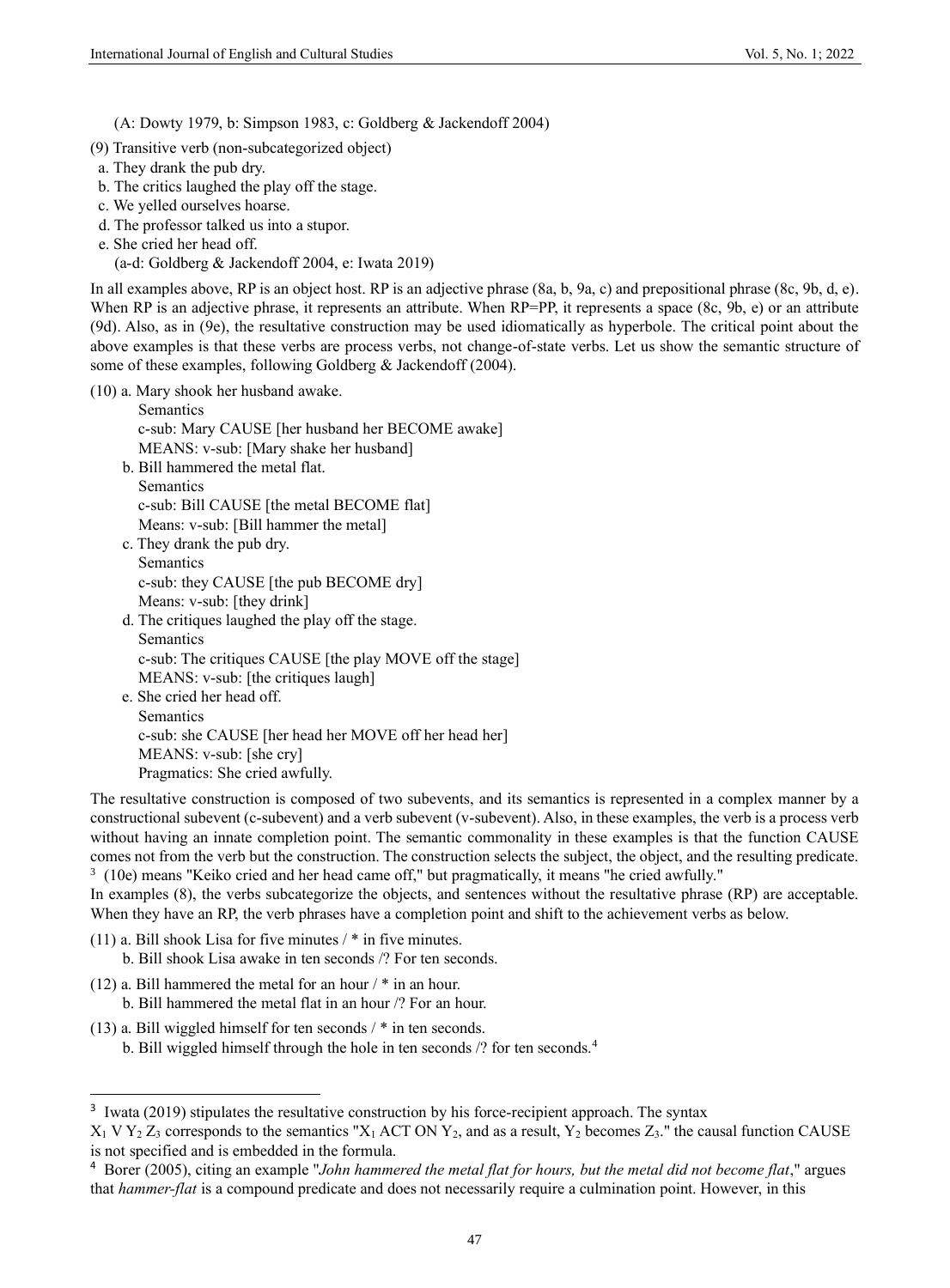(A: Dowty 1979, b: Simpson 1983, c: Goldberg & Jackendoff 2004)

(9) Transitive verb (non-subcategorized object)

a. They drank the pub dry.

b. The critics laughed the play off the stage.

c. We yelled ourselves hoarse.

d. The professor talked us into a stupor.

e. She cried her head off.

(a-d: Goldberg & Jackendoff 2004, e: Iwata 2019)

In all examples above, RP is an object host. RP is an adjective phrase (8a, b, 9a, c) and prepositional phrase (8c, 9b, d, e). When RP is an adjective phrase, it represents an attribute. When RP=PP, it represents a space (8c, 9b, e) or an attribute (9d). Also, as in (9e), the resultative construction may be used idiomatically as hyperbole. The critical point about the above examples is that these verbs are process verbs, not change-of-state verbs. Let us show the semantic structure of some of these examples, following Goldberg & Jackendoff (2004).

(10) a. Mary shook her husband awake.

Semantics

c-sub: Mary CAUSE [her husband her BECOME awake]

MEANS: v-sub: [Mary shake her husband]

b. Bill hammered the metal flat.

Semantics

c-sub: Bill CAUSE [the metal BECOME flat]

Means: v-sub: [Bill hammer the metal]

c. They drank the pub dry.

Semantics

c-sub: they CAUSE [the pub BECOME dry]

Means: v-sub: [they drink]

d. The critiques laughed the play off the stage.

Semantics

c-sub: The critiques CAUSE [the play MOVE off the stage]

MEANS: v-sub: [the critiques laugh]

e. She cried her head off.

Semantics

c-sub: she CAUSE [her head her MOVE off her head her]

MEANS: v-sub: [she cry]

Pragmatics: She cried awfully.

The resultative construction is composed of two subevents, and its semantics is represented in a complex manner by a constructional subevent (c-subevent) and a verb subevent (v-subevent). Also, in these examples, the verb is a process verb without having an innate completion point. The semantic commonality in these examples is that the function CAUSE comes not from the verb but the construction. The construction selects the subject, the object, and the resulting predicate.[3] (10e) means "Keiko cried and her head came off," but pragmatically, it means "he cried awfully."

In examples (8), the verbs subcategorize the objects, and sentences without the resultative phrase (RP) are acceptable. When they have an RP, the verb phrases have a completion point and shift to the achievement verbs as below.

(11) a. Bill shook Lisa for five minutes / * in five minutes.

b. Bill shook Lisa awake in ten seconds /? For ten seconds.

(12) a. Bill hammered the metal for an hour / * in an hour.

b. Bill hammered the metal flat in an hour /? For an hour.

(13) a. Bill wiggled himself for ten seconds / * in ten seconds.

b. Bill wiggled himself through the hole in ten seconds /? for ten seconds.[4]

---

[3] Iwata (2019) stipulates the resultative construction by his force-recipient approach. The syntax $X_1$ V $Y_2$ $Z_3$ corresponds to the semantics "$X_1$ ACT ON $Y_2$, and as a result, $Y_2$ becomes $Z_3$." the causal function CAUSE is not specified and is embedded in the formula.

[4] Borer (2005), citing an example "*John hammered the metal flat for hours, but the metal did not become flat*," argues that *hammer-flat* is a compound predicate and does not necessarily require a culmination point. However, in this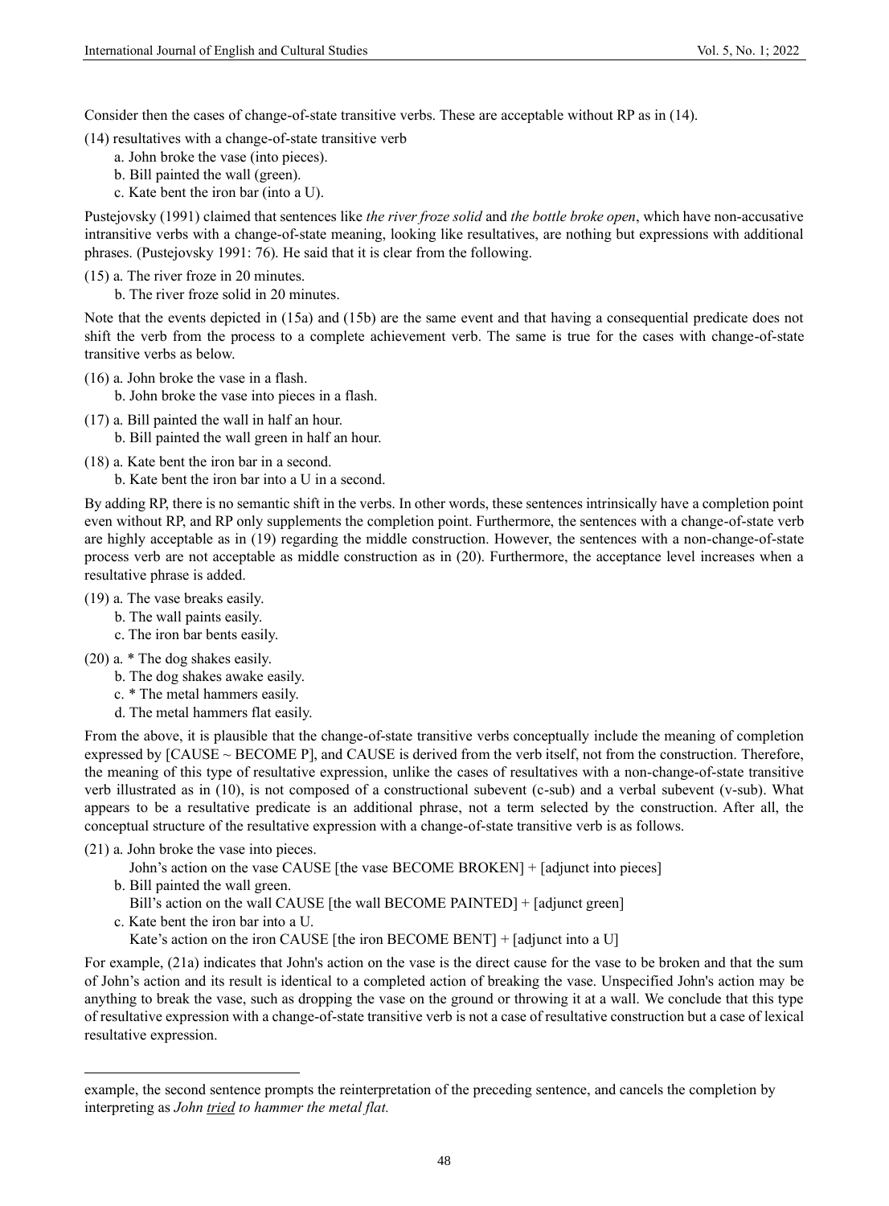Consider then the cases of change-of-state transitive verbs. These are acceptable without RP as in (14).

(14) resultatives with a change-of-state transitive verb

a. John broke the vase (into pieces).
b. Bill painted the wall (green).
c. Kate bent the iron bar (into a U).

Pustejovsky (1991) claimed that sentences like *the river froze solid* and *the bottle broke open*, which have non-accusative intransitive verbs with a change-of-state meaning, looking like resultatives, are nothing but expressions with additional phrases. (Pustejovsky 1991: 76). He said that it is clear from the following.

(15) a. The river froze in 20 minutes.
b. The river froze solid in 20 minutes.

Note that the events depicted in (15a) and (15b) are the same event and that having a consequential predicate does not shift the verb from the process to a complete achievement verb. The same is true for the cases with change-of-state transitive verbs as below.

(16) a. John broke the vase in a flash.
b. John broke the vase into pieces in a flash.

(17) a. Bill painted the wall in half an hour.
b. Bill painted the wall green in half an hour.

(18) a. Kate bent the iron bar in a second.
b. Kate bent the iron bar into a U in a second.

By adding RP, there is no semantic shift in the verbs. In other words, these sentences intrinsically have a completion point even without RP, and RP only supplements the completion point. Furthermore, the sentences with a change-of-state verb are highly acceptable as in (19) regarding the middle construction. However, the sentences with a non-change-of-state process verb are not acceptable as middle construction as in (20). Furthermore, the acceptance level increases when a resultative phrase is added.

(19) a. The vase breaks easily.
b. The wall paints easily.
c. The iron bar bents easily.

(20) a. * The dog shakes easily.
b. The dog shakes awake easily.
c. * The metal hammers easily.
d. The metal hammers flat easily.

From the above, it is plausible that the change-of-state transitive verbs conceptually include the meaning of completion expressed by [CAUSE ~ BECOME P], and CAUSE is derived from the verb itself, not from the construction. Therefore, the meaning of this type of resultative expression, unlike the cases of resultatives with a non-change-of-state transitive verb illustrated as in (10), is not composed of a constructional subevent (c-sub) and a verbal subevent (v-sub). What appears to be a resultative predicate is an additional phrase, not a term selected by the construction. After all, the conceptual structure of the resultative expression with a change-of-state transitive verb is as follows.

(21) a. John broke the vase into pieces.
John's action on the vase CAUSE [the vase BECOME BROKEN] + [adjunct into pieces]
b. Bill painted the wall green.
Bill's action on the wall CAUSE [the wall BECOME PAINTED] + [adjunct green]
c. Kate bent the iron bar into a U.
Kate's action on the iron CAUSE [the iron BECOME BENT] + [adjunct into a U]

For example, (21a) indicates that John's action on the vase is the direct cause for the vase to be broken and that the sum of John's action and its result is identical to a completed action of breaking the vase. Unspecified John's action may be anything to break the vase, such as dropping the vase on the ground or throwing it at a wall. We conclude that this type of resultative expression with a change-of-state transitive verb is not a case of resultative construction but a case of lexical resultative expression.

---

example, the second sentence prompts the reinterpretation of the preceding sentence, and cancels the completion by interpreting as *John* *tried* *to hammer the metal flat.*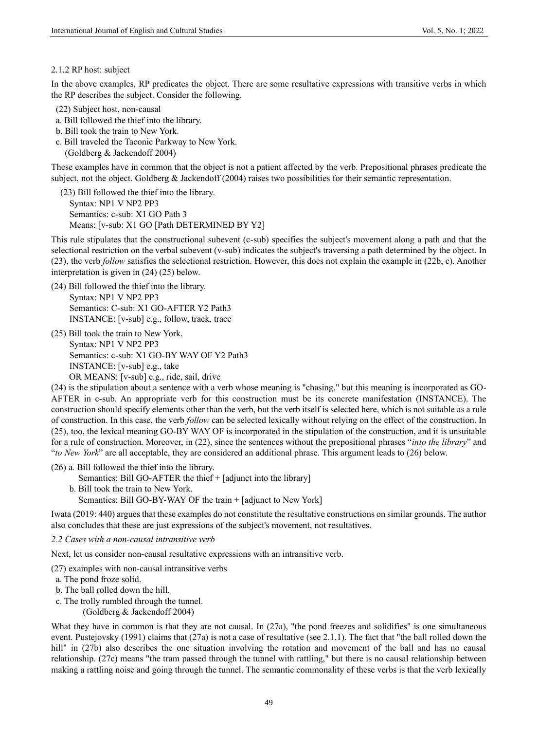#### 2.1.2 RP host: subject

In the above examples, RP predicates the object. There are some resultative expressions with transitive verbs in which the RP describes the subject. Consider the following.

(22) Subject host, non-causal
a. Bill followed the thief into the library.
b. Bill took the train to New York.
c. Bill traveled the Taconic Parkway to New York.
(Goldberg & Jackendoff 2004)

These examples have in common that the object is not a patient affected by the verb. Prepositional phrases predicate the subject, not the object. Goldberg & Jackendoff (2004) raises two possibilities for their semantic representation.

(23) Bill followed the thief into the library.
Syntax: NP1 V NP2 PP3
Semantics: c-sub: X1 GO Path 3
Means: [v-sub: X1 GO [Path DETERMINED BY Y2]

This rule stipulates that the constructional subevent (c-sub) specifies the subject's movement along a path and that the selectional restriction on the verbal subevent (v-sub) indicates the subject's traversing a path determined by the object. In (23), the verb *follow* satisfies the selectional restriction. However, this does not explain the example in (22b, c). Another interpretation is given in (24) (25) below.

(24) Bill followed the thief into the library.
Syntax: NP1 V NP2 PP3
Semantics: C-sub: X1 GO-AFTER Y2 Path3
INSTANCE: [v-sub] e.g., follow, track, trace

(25) Bill took the train to New York.
Syntax: NP1 V NP2 PP3
Semantics: c-sub: X1 GO-BY WAY OF Y2 Path3
INSTANCE: [v-sub] e.g., take
OR MEANS: [v-sub] e.g., ride, sail, drive

(24) is the stipulation about a sentence with a verb whose meaning is "chasing," but this meaning is incorporated as GO-AFTER in c-sub. An appropriate verb for this construction must be its concrete manifestation (INSTANCE). The construction should specify elements other than the verb, but the verb itself is selected here, which is not suitable as a rule of construction. In this case, the verb *follow* can be selected lexically without relying on the effect of the construction. In (25), too, the lexical meaning GO-BY WAY OF is incorporated in the stipulation of the construction, and it is unsuitable for a rule of construction. Moreover, in (22), since the sentences without the prepositional phrases "*into the library*" and "*to New York*" are all acceptable, they are considered an additional phrase. This argument leads to (26) below.

(26) a. Bill followed the thief into the library.
Semantics: Bill GO-AFTER the thief + [adjunct into the library]
b. Bill took the train to New York.
Semantics: Bill GO-BY-WAY OF the train + [adjunct to New York]

Iwata (2019: 440) argues that these examples do not constitute the resultative constructions on similar grounds. The author also concludes that these are just expressions of the subject's movement, not resultatives.

### *2.2 Cases with a non-causal intransitive verb*

Next, let us consider non-causal resultative expressions with an intransitive verb.

(27) examples with non-causal intransitive verbs
a. The pond froze solid.
b. The ball rolled down the hill.
c. The trolly rumbled through the tunnel.
(Goldberg & Jackendoff 2004)

What they have in common is that they are not causal. In (27a), "the pond freezes and solidifies" is one simultaneous event. Pustejovsky (1991) claims that (27a) is not a case of resultative (see 2.1.1). The fact that "the ball rolled down the hill" in (27b) also describes the one situation involving the rotation and movement of the ball and has no causal relationship. (27c) means "the tram passed through the tunnel with rattling," but there is no causal relationship between making a rattling noise and going through the tunnel. The semantic commonality of these verbs is that the verb lexically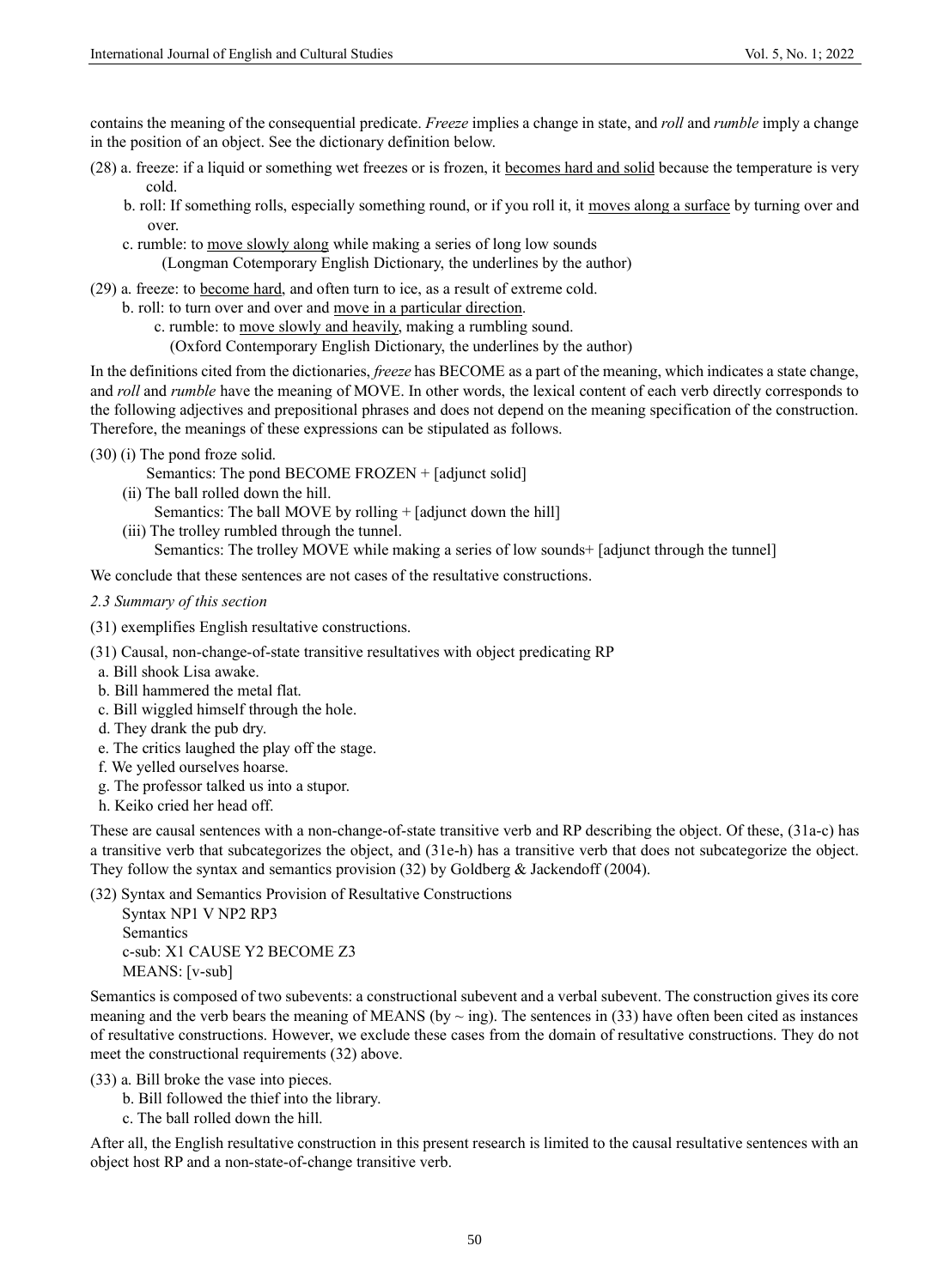contains the meaning of the consequential predicate. *Freeze* implies a change in state, and *roll* and *rumble* imply a change in the position of an object. See the dictionary definition below.

(28) a. freeze: if a liquid or something wet freezes or is frozen, it <u>becomes hard and solid</u> because the temperature is very cold.

b. roll: If something rolls, especially something round, or if you roll it, it <u>moves along a surface</u> by turning over and over.

c. rumble: to <u>move slowly along</u> while making a series of long low sounds

(Longman Cotemporary English Dictionary, the underlines by the author)

(29) a. freeze: to <u>become hard</u>, and often turn to ice, as a result of extreme cold.

b. roll: to turn over and over and <u>move in a particular direction</u>.

c. rumble: to <u>move slowly and heavily</u>, making a rumbling sound.

(Oxford Contemporary English Dictionary, the underlines by the author)

In the definitions cited from the dictionaries, *freeze* has BECOME as a part of the meaning, which indicates a state change, and *roll* and *rumble* have the meaning of MOVE. In other words, the lexical content of each verb directly corresponds to the following adjectives and prepositional phrases and does not depend on the meaning specification of the construction. Therefore, the meanings of these expressions can be stipulated as follows.

(30) (i) The pond froze solid.

Semantics: The pond BECOME FROZEN + [adjunct solid]

(ii) The ball rolled down the hill.

Semantics: The ball MOVE by rolling + [adjunct down the hill]

(iii) The trolley rumbled through the tunnel.

Semantics: The trolley MOVE while making a series of low sounds+ [adjunct through the tunnel]

We conclude that these sentences are not cases of the resultative constructions.

### *2.3 Summary of this section*

(31) exemplifies English resultative constructions.

(31) Causal, non-change-of-state transitive resultatives with object predicating RP

a. Bill shook Lisa awake.
b. Bill hammered the metal flat.
c. Bill wiggled himself through the hole.
d. They drank the pub dry.
e. The critics laughed the play off the stage.
f. We yelled ourselves hoarse.
g. The professor talked us into a stupor.
h. Keiko cried her head off.

These are causal sentences with a non-change-of-state transitive verb and RP describing the object. Of these, (31a-c) has a transitive verb that subcategorizes the object, and (31e-h) has a transitive verb that does not subcategorize the object. They follow the syntax and semantics provision (32) by Goldberg & Jackendoff (2004).

(32) Syntax and Semantics Provision of Resultative Constructions

Syntax NP1 V NP2 RP3

Semantics

c-sub: X1 CAUSE Y2 BECOME Z3

MEANS: [v-sub]

Semantics is composed of two subevents: a constructional subevent and a verbal subevent. The construction gives its core meaning and the verb bears the meaning of MEANS (by ~ ing). The sentences in (33) have often been cited as instances of resultative constructions. However, we exclude these cases from the domain of resultative constructions. They do not meet the constructional requirements (32) above.

(33) a. Bill broke the vase into pieces.

b. Bill followed the thief into the library.

c. The ball rolled down the hill.

After all, the English resultative construction in this present research is limited to the causal resultative sentences with an object host RP and a non-state-of-change transitive verb.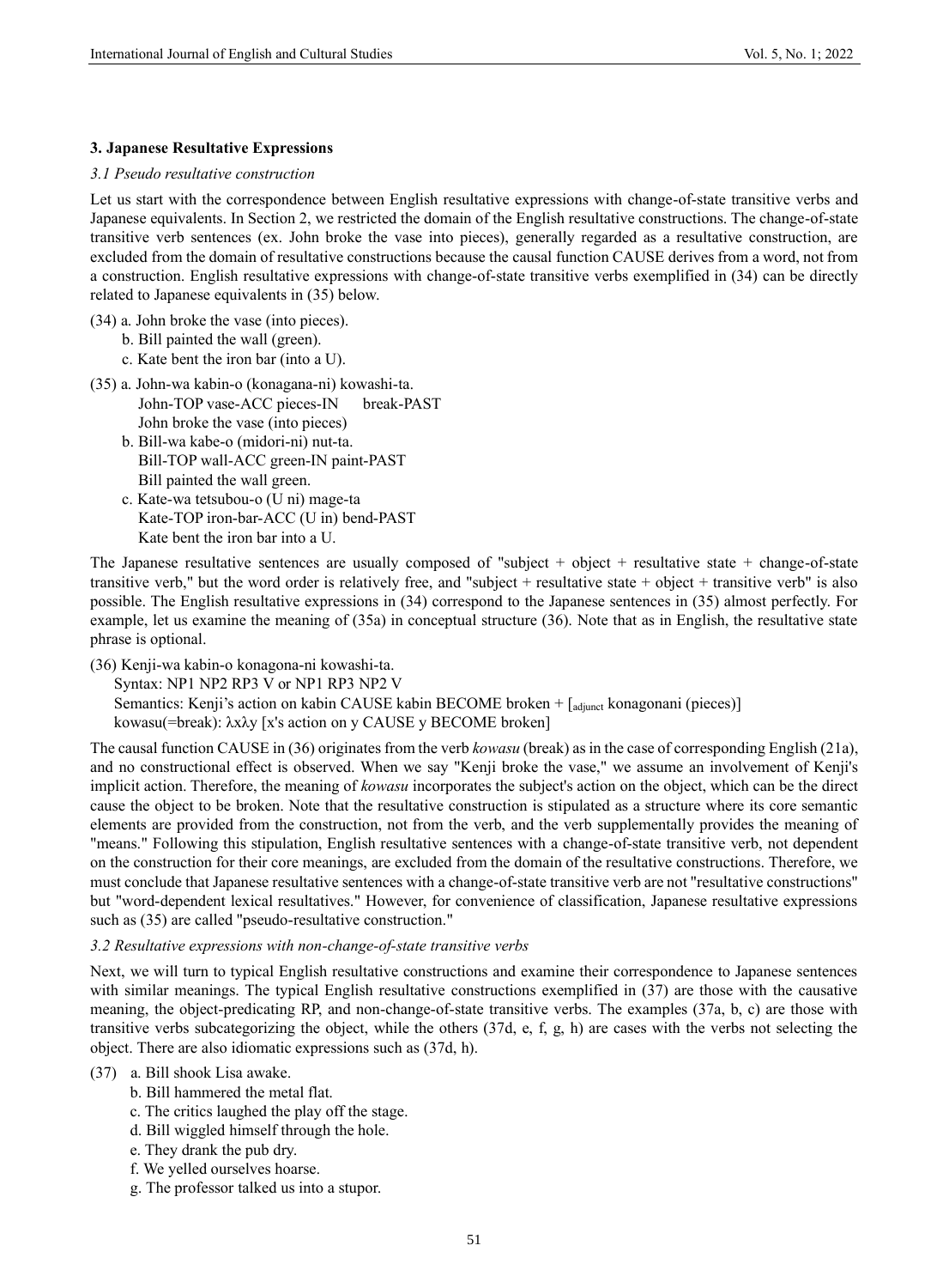### 3. Japanese Resultative Expressions

*3.1 Pseudo resultative construction*

Let us start with the correspondence between English resultative expressions with change-of-state transitive verbs and Japanese equivalents. In Section 2, we restricted the domain of the English resultative constructions. The change-of-state transitive verb sentences (ex. John broke the vase into pieces), generally regarded as a resultative construction, are excluded from the domain of resultative constructions because the causal function CAUSE derives from a word, not from a construction. English resultative expressions with change-of-state transitive verbs exemplified in (34) can be directly related to Japanese equivalents in (35) below.

(34) a. John broke the vase (into pieces).
     b. Bill painted the wall (green).
     c. Kate bent the iron bar (into a U).

(35) a. John-wa kabin-o (konagana-ni) kowashi-ta.
        John-TOP vase-ACC pieces-IN    break-PAST
        John broke the vase (into pieces)
     b. Bill-wa kabe-o (midori-ni) nut-ta.
        Bill-TOP wall-ACC green-IN paint-PAST
        Bill painted the wall green.
     c. Kate-wa tetsubou-o (U ni) mage-ta
        Kate-TOP iron-bar-ACC (U in) bend-PAST
        Kate bent the iron bar into a U.

The Japanese resultative sentences are usually composed of "subject + object + resultative state + change-of-state transitive verb," but the word order is relatively free, and "subject + resultative state + object + transitive verb" is also possible. The English resultative expressions in (34) correspond to the Japanese sentences in (35) almost perfectly. For example, let us examine the meaning of (35a) in conceptual structure (36). Note that as in English, the resultative state phrase is optional.

(36) Kenji-wa kabin-o konagona-ni kowashi-ta.
     Syntax: NP1 NP2 RP3 V or NP1 RP3 NP2 V
     Semantics: Kenji's action on kabin CAUSE kabin BECOME broken + [$_{adjunct}$ konagonani (pieces)]
     kowasu(=break): λxλy [x's action on y CAUSE y BECOME broken]

The causal function CAUSE in (36) originates from the verb *kowasu* (break) as in the case of corresponding English (21a), and no constructional effect is observed. When we say "Kenji broke the vase," we assume an involvement of Kenji's implicit action. Therefore, the meaning of *kowasu* incorporates the subject's action on the object, which can be the direct cause the object to be broken. Note that the resultative construction is stipulated as a structure where its core semantic elements are provided from the construction, not from the verb, and the verb supplementally provides the meaning of "means." Following this stipulation, English resultative sentences with a change-of-state transitive verb, not dependent on the construction for their core meanings, are excluded from the domain of the resultative constructions. Therefore, we must conclude that Japanese resultative sentences with a change-of-state transitive verb are not "resultative constructions" but "word-dependent lexical resultatives." However, for convenience of classification, Japanese resultative expressions such as (35) are called "pseudo-resultative construction."

*3.2 Resultative expressions with non-change-of-state transitive verbs*

Next, we will turn to typical English resultative constructions and examine their correspondence to Japanese sentences with similar meanings. The typical English resultative constructions exemplified in (37) are those with the causative meaning, the object-predicating RP, and non-change-of-state transitive verbs. The examples (37a, b, c) are those with transitive verbs subcategorizing the object, while the others (37d, e, f, g, h) are cases with the verbs not selecting the object. There are also idiomatic expressions such as (37d, h).

(37) a. Bill shook Lisa awake.
     b. Bill hammered the metal flat.
     c. The critics laughed the play off the stage.
     d. Bill wiggled himself through the hole.
     e. They drank the pub dry.
     f. We yelled ourselves hoarse.
     g. The professor talked us into a stupor.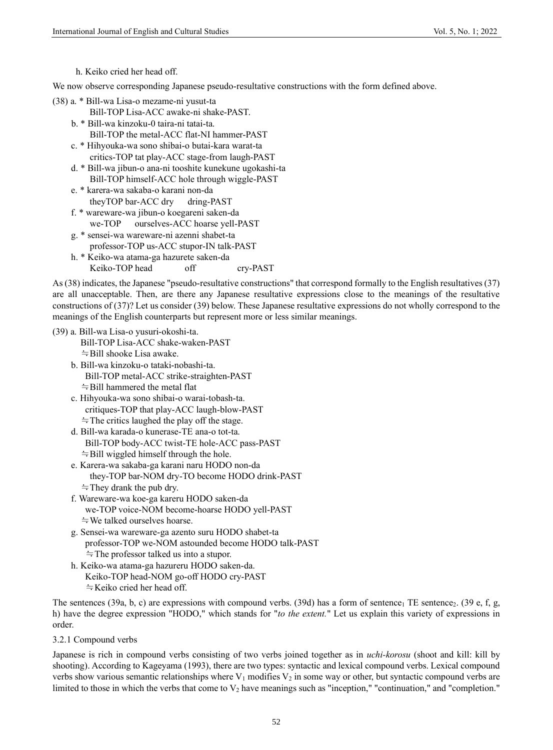h. Keiko cried her head off.

We now observe corresponding Japanese pseudo-resultative constructions with the form defined above.

(38) a. * Bill-wa Lisa-o mezame-ni yusut-ta
Bill-TOP Lisa-ACC awake-ni shake-PAST.

b. * Bill-wa kinzoku-0 taira-ni tatai-ta.
Bill-TOP the metal-ACC flat-NI hammer-PAST

c. * Hihyouka-wa sono shibai-o butai-kara warat-ta
critics-TOP tat play-ACC stage-from laugh-PAST

d. * Bill-wa jibun-o ana-ni tooshite kunekune ugokashi-ta
Bill-TOP himself-ACC hole through wiggle-PAST

e. * karera-wa sakaba-o karani non-da
theyTOP bar-ACC dry dring-PAST

f. * wareware-wa jibun-o koegareni saken-da
we-TOP ourselves-ACC hoarse yell-PAST

g. * sensei-wa wareware-ni azenni shabet-ta
professor-TOP us-ACC stupor-IN talk-PAST

h. * Keiko-wa atama-ga hazurete saken-da
Keiko-TOP head off cry-PAST

As (38) indicates, the Japanese "pseudo-resultative constructions" that correspond formally to the English resultatives (37) are all unacceptable. Then, are there any Japanese resultative expressions close to the meanings of the resultative constructions of (37)? Let us consider (39) below. These Japanese resultative expressions do not wholly correspond to the meanings of the English counterparts but represent more or less similar meanings.

(39) a. Bill-wa Lisa-o yusuri-okoshi-ta.
Bill-TOP Lisa-ACC shake-waken-PAST
≒Bill shooke Lisa awake.

b. Bill-wa kinzoku-o tataki-nobashi-ta.
Bill-TOP metal-ACC strike-straighten-PAST
≒Bill hammered the metal flat

c. Hihyouka-wa sono shibai-o warai-tobash-ta.
critiques-TOP that play-ACC laugh-blow-PAST
≒The critics laughed the play off the stage.

d. Bill-wa karada-o kunerase-TE ana-o tot-ta.
Bill-TOP body-ACC twist-TE hole-ACC pass-PAST
≒Bill wiggled himself through the hole.

e. Karera-wa sakaba-ga karani naru HODO non-da
they-TOP bar-NOM dry-TO become HODO drink-PAST
≒They drank the pub dry.

f. Wareware-wa koe-ga kareru HODO saken-da
we-TOP voice-NOM become-hoarse HODO yell-PAST
≒We talked ourselves hoarse.

g. Sensei-wa wareware-ga azento suru HODO shabet-ta
professor-TOP we-NOM astounded become HODO talk-PAST
≒The professor talked us into a stupor.

h. Keiko-wa atama-ga hazureru HODO saken-da.
Keiko-TOP head-NOM go-off HODO cry-PAST
≒Keiko cried her head off.

The sentences (39a, b, c) are expressions with compound verbs. (39d) has a form of sentence$_1$ TE sentence$_2$. (39 e, f, g, h) have the degree expression "HODO," which stands for "*to the extent.*" Let us explain this variety of expressions in order.

### 3.2.1 Compound verbs

Japanese is rich in compound verbs consisting of two verbs joined together as in *uchi-korosu* (shoot and kill: kill by shooting). According to Kageyama (1993), there are two types: syntactic and lexical compound verbs. Lexical compound verbs show various semantic relationships where $V_1$ modifies $V_2$ in some way or other, but syntactic compound verbs are limited to those in which the verbs that come to $V_2$ have meanings such as "inception," "continuation," and "completion."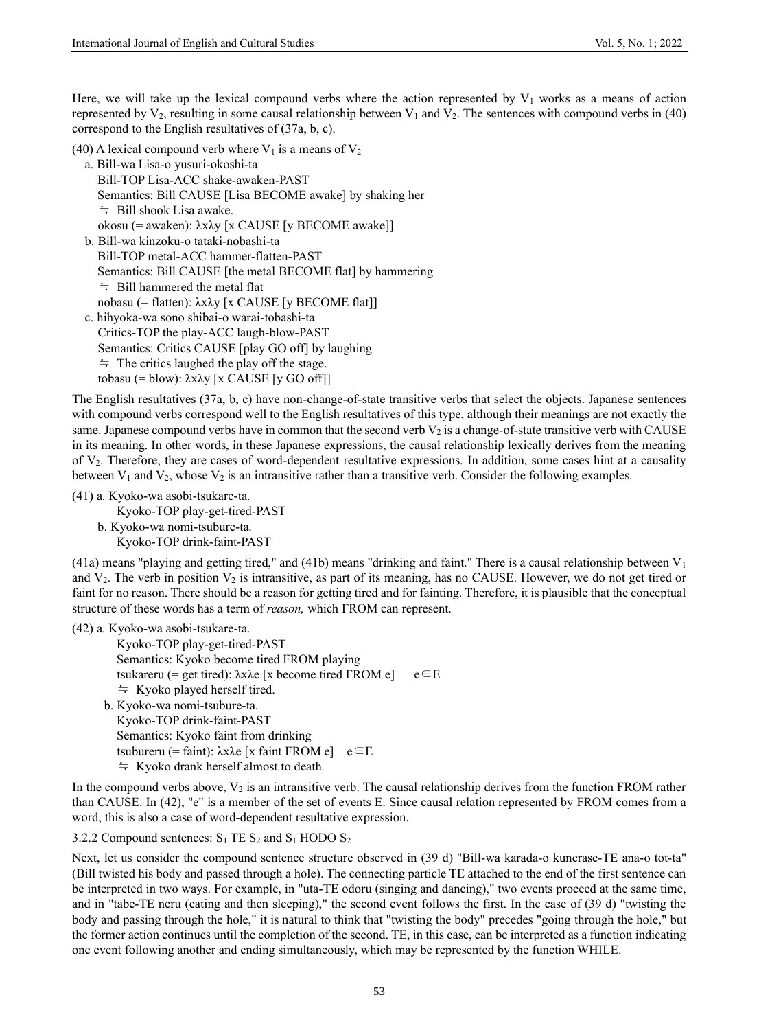Here, we will take up the lexical compound verbs where the action represented by $V_1$ works as a means of action represented by $V_2$, resulting in some causal relationship between $V_1$ and $V_2$. The sentences with compound verbs in (40) correspond to the English resultatives of (37a, b, c).

(40) A lexical compound verb where $V_1$ is a means of $V_2$

a. Bill-wa Lisa-o yusuri-okoshi-ta
   Bill-TOP Lisa-ACC shake-awaken-PAST
   Semantics: Bill CAUSE [Lisa BECOME awake] by shaking her
   ≒ Bill shook Lisa awake.
   okosu (= awaken): λxλy [x CAUSE [y BECOME awake]]

b. Bill-wa kinzoku-o tataki-nobashi-ta
   Bill-TOP metal-ACC hammer-flatten-PAST
   Semantics: Bill CAUSE [the metal BECOME flat] by hammering
   ≒ Bill hammered the metal flat
   nobasu (= flatten): λxλy [x CAUSE [y BECOME flat]]

c. hihyoka-wa sono shibai-o warai-tobashi-ta
   Critics-TOP the play-ACC laugh-blow-PAST
   Semantics: Critics CAUSE [play GO off] by laughing
   ≒ The critics laughed the play off the stage.
   tobasu (= blow): λxλy [x CAUSE [y GO off]]

The English resultatives (37a, b, c) have non-change-of-state transitive verbs that select the objects. Japanese sentences with compound verbs correspond well to the English resultatives of this type, although their meanings are not exactly the same. Japanese compound verbs have in common that the second verb $V_2$ is a change-of-state transitive verb with CAUSE in its meaning. In other words, in these Japanese expressions, the causal relationship lexically derives from the meaning of $V_2$. Therefore, they are cases of word-dependent resultative expressions. In addition, some cases hint at a causality between $V_1$ and $V_2$, whose $V_2$ is an intransitive rather than a transitive verb. Consider the following examples.

(41) a. Kyoko-wa asobi-tsukare-ta.
   Kyoko-TOP play-get-tired-PAST

b. Kyoko-wa nomi-tsubure-ta.
   Kyoko-TOP drink-faint-PAST

(41a) means "playing and getting tired," and (41b) means "drinking and faint." There is a causal relationship between $V_1$ and $V_2$. The verb in position $V_2$ is intransitive, as part of its meaning, has no CAUSE. However, we do not get tired or faint for no reason. There should be a reason for getting tired and for fainting. Therefore, it is plausible that the conceptual structure of these words has a term of *reason,* which FROM can represent.

(42) a. Kyoko-wa asobi-tsukare-ta.
   Kyoko-TOP play-get-tired-PAST
   Semantics: Kyoko become tired FROM playing
   tsukareru (= get tired): λxλe [x become tired FROM e]   e∈E
   ≒ Kyoko played herself tired.

b. Kyoko-wa nomi-tsubure-ta.
   Kyoko-TOP drink-faint-PAST
   Semantics: Kyoko faint from drinking
   tsubureru (= faint): λxλe [x faint FROM e]   e∈E
   ≒ Kyoko drank herself almost to death.

In the compound verbs above, $V_2$ is an intransitive verb. The causal relationship derives from the function FROM rather than CAUSE. In (42), "e" is a member of the set of events E. Since causal relation represented by FROM comes from a word, this is also a case of word-dependent resultative expression.

### 3.2.2 Compound sentences: $S_1$ TE $S_2$ and $S_1$ HODO $S_2$

Next, let us consider the compound sentence structure observed in (39 d) "Bill-wa karada-o kunerase-TE ana-o tot-ta" (Bill twisted his body and passed through a hole). The connecting particle TE attached to the end of the first sentence can be interpreted in two ways. For example, in "uta-TE odoru (singing and dancing)," two events proceed at the same time, and in "tabe-TE neru (eating and then sleeping)," the second event follows the first. In the case of (39 d) "twisting the body and passing through the hole," it is natural to think that "twisting the body" precedes "going through the hole," but the former action continues until the completion of the second. TE, in this case, can be interpreted as a function indicating one event following another and ending simultaneously, which may be represented by the function WHILE.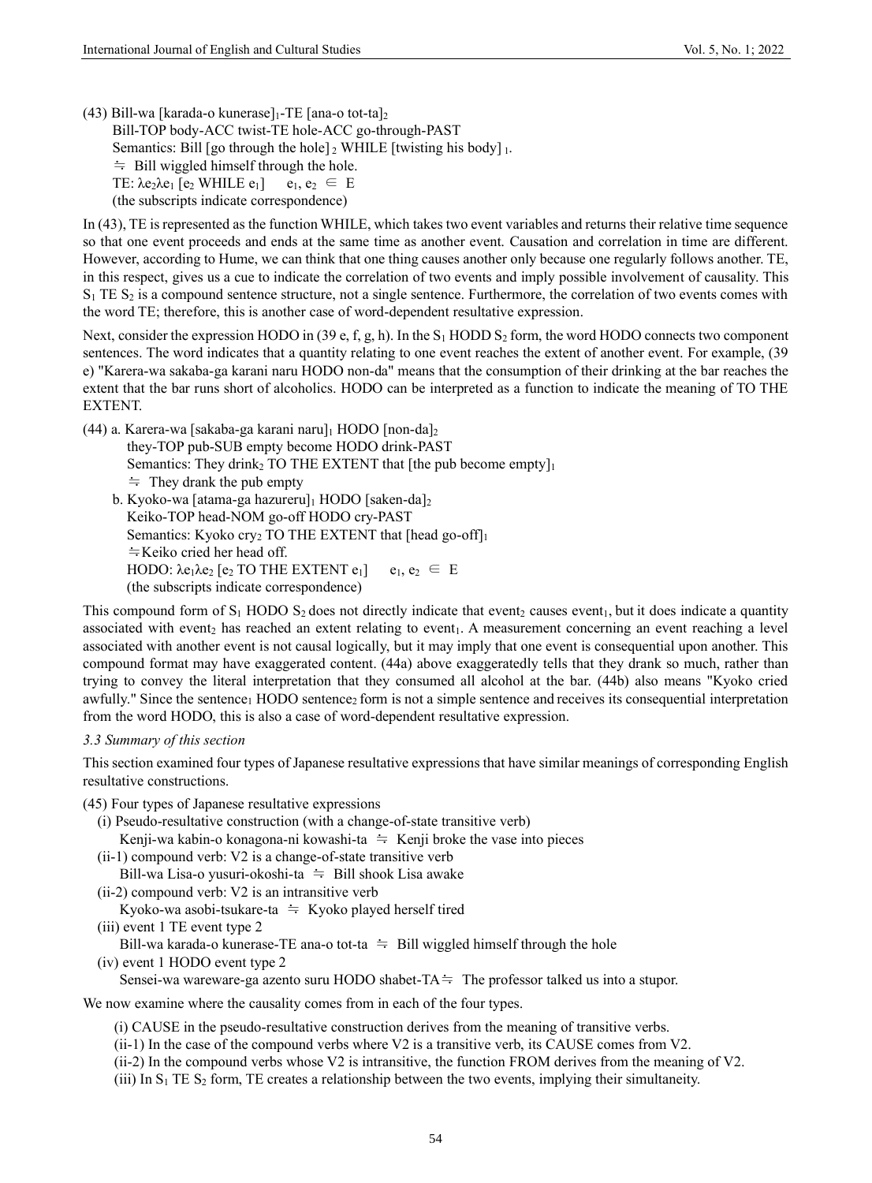(43) Bill-wa [karada-o kunerase]$_1$-TE [ana-o tot-ta]$_2$

Bill-TOP body-ACC twist-TE hole-ACC go-through-PAST

Semantics: Bill [go through the hole]$_2$ WHILE [twisting his body]$_1$.

≒ Bill wiggled himself through the hole.

TE: $\lambda e_2 \lambda e_1$ [$e_2$ WHILE $e_1$]  $e_1, e_2 \in E$

(the subscripts indicate correspondence)

In (43), TE is represented as the function WHILE, which takes two event variables and returns their relative time sequence so that one event proceeds and ends at the same time as another event. Causation and correlation in time are different. However, according to Hume, we can think that one thing causes another only because one regularly follows another. TE, in this respect, gives us a cue to indicate the correlation of two events and imply possible involvement of causality. This $S_1$ TE $S_2$ is a compound sentence structure, not a single sentence. Furthermore, the correlation of two events comes with the word TE; therefore, this is another case of word-dependent resultative expression.

Next, consider the expression HODO in (39 e, f, g, h). In the $S_1$ HODD $S_2$ form, the word HODO connects two component sentences. The word indicates that a quantity relating to one event reaches the extent of another event. For example, (39 e) "Karera-wa sakaba-ga karani naru HODO non-da" means that the consumption of their drinking at the bar reaches the extent that the bar runs short of alcoholics. HODO can be interpreted as a function to indicate the meaning of TO THE EXTENT.

(44) a. Karera-wa [sakaba-ga karani naru]$_1$ HODO [non-da]$_2$

they-TOP pub-SUB empty become HODO drink-PAST

Semantics: They drink$_2$ TO THE EXTENT that [the pub become empty]$_1$

≒ They drank the pub empty

b. Kyoko-wa [atama-ga hazureru]$_1$ HODO [saken-da]$_2$

Keiko-TOP head-NOM go-off HODO cry-PAST

Semantics: Kyoko cry$_2$ TO THE EXTENT that [head go-off]$_1$

≒Keiko cried her head off.

HODO: $\lambda e_1 \lambda e_2$ [$e_2$ TO THE EXTENT $e_1$]  $e_1, e_2 \in E$

(the subscripts indicate correspondence)

This compound form of $S_1$ HODO $S_2$ does not directly indicate that event$_2$ causes event$_1$, but it does indicate a quantity associated with event$_2$ has reached an extent relating to event$_1$. A measurement concerning an event reaching a level associated with another event is not causal logically, but it may imply that one event is consequential upon another. This compound format may have exaggerated content. (44a) above exaggeratedly tells that they drank so much, rather than trying to convey the literal interpretation that they consumed all alcohol at the bar. (44b) also means "Kyoko cried awfully." Since the sentence$_1$ HODO sentence$_2$ form is not a simple sentence and receives its consequential interpretation from the word HODO, this is also a case of word-dependent resultative expression.

### *3.3 Summary of this section*

This section examined four types of Japanese resultative expressions that have similar meanings of corresponding English resultative constructions.

(45) Four types of Japanese resultative expressions

(i) Pseudo-resultative construction (with a change-of-state transitive verb)

Kenji-wa kabin-o konagona-ni kowashi-ta ≒ Kenji broke the vase into pieces

(ii-1) compound verb: V2 is a change-of-state transitive verb

Bill-wa Lisa-o yusuri-okoshi-ta ≒ Bill shook Lisa awake

(ii-2) compound verb: V2 is an intransitive verb

Kyoko-wa asobi-tsukare-ta ≒ Kyoko played herself tired

(iii) event 1 TE event type 2

Bill-wa karada-o kunerase-TE ana-o tot-ta ≒ Bill wiggled himself through the hole

(iv) event 1 HODO event type 2

Sensei-wa wareware-ga azento suru HODO shabet-TA≒ The professor talked us into a stupor.

We now examine where the causality comes from in each of the four types.

(i) CAUSE in the pseudo-resultative construction derives from the meaning of transitive verbs.

(ii-1) In the case of the compound verbs where V2 is a transitive verb, its CAUSE comes from V2.

(ii-2) In the compound verbs whose V2 is intransitive, the function FROM derives from the meaning of V2.

(iii) In $S_1$ TE $S_2$ form, TE creates a relationship between the two events, implying their simultaneity.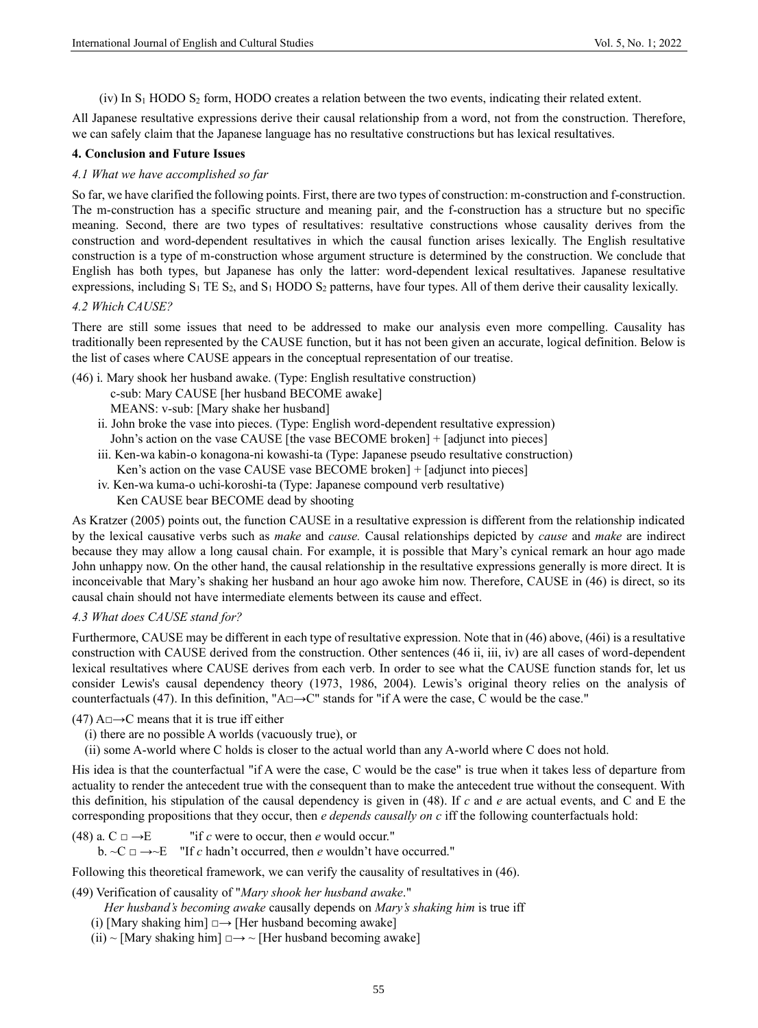(iv) In $S_1$ HODO $S_2$ form, HODO creates a relation between the two events, indicating their related extent.

All Japanese resultative expressions derive their causal relationship from a word, not from the construction. Therefore, we can safely claim that the Japanese language has no resultative constructions but has lexical resultatives.

**4. Conclusion and Future Issues**

*4.1 What we have accomplished so far*

So far, we have clarified the following points. First, there are two types of construction: m-construction and f-construction. The m-construction has a specific structure and meaning pair, and the f-construction has a structure but no specific meaning. Second, there are two types of resultatives: resultative constructions whose causality derives from the construction and word-dependent resultatives in which the causal function arises lexically. The English resultative construction is a type of m-construction whose argument structure is determined by the construction. We conclude that English has both types, but Japanese has only the latter: word-dependent lexical resultatives. Japanese resultative expressions, including $S_1$ TE $S_2$, and $S_1$ HODO $S_2$ patterns, have four types. All of them derive their causality lexically.

*4.2 Which CAUSE?*

There are still some issues that need to be addressed to make our analysis even more compelling. Causality has traditionally been represented by the CAUSE function, but it has not been given an accurate, logical definition. Below is the list of cases where CAUSE appears in the conceptual representation of our treatise.

(46) i. Mary shook her husband awake. (Type: English resultative construction)
c-sub: Mary CAUSE [her husband BECOME awake]
MEANS: v-sub: [Mary shake her husband]
ii. John broke the vase into pieces. (Type: English word-dependent resultative expression)
John's action on the vase CAUSE [the vase BECOME broken] + [adjunct into pieces]
iii. Ken-wa kabin-o konagona-ni kowashi-ta (Type: Japanese pseudo resultative construction)
Ken's action on the vase CAUSE vase BECOME broken] + [adjunct into pieces]
iv. Ken-wa kuma-o uchi-koroshi-ta (Type: Japanese compound verb resultative)
Ken CAUSE bear BECOME dead by shooting

As Kratzer (2005) points out, the function CAUSE in a resultative expression is different from the relationship indicated by the lexical causative verbs such as *make* and *cause.* Causal relationships depicted by *cause* and *make* are indirect because they may allow a long causal chain. For example, it is possible that Mary's cynical remark an hour ago made John unhappy now. On the other hand, the causal relationship in the resultative expressions generally is more direct. It is inconceivable that Mary's shaking her husband an hour ago awoke him now. Therefore, CAUSE in (46) is direct, so its causal chain should not have intermediate elements between its cause and effect.

*4.3 What does CAUSE stand for?*

Furthermore, CAUSE may be different in each type of resultative expression. Note that in (46) above, (46i) is a resultative construction with CAUSE derived from the construction. Other sentences (46 ii, iii, iv) are all cases of word-dependent lexical resultatives where CAUSE derives from each verb. In order to see what the CAUSE function stands for, let us consider Lewis's causal dependency theory (1973, 1986, 2004). Lewis's original theory relies on the analysis of counterfactuals (47). In this definition, "$A \Box\!\rightarrow C$" stands for "if A were the case, C would be the case."

(47) $A \Box\!\rightarrow C$ means that it is true iff either
(i) there are no possible A worlds (vacuously true), or
(ii) some A-world where C holds is closer to the actual world than any A-world where C does not hold.

His idea is that the counterfactual "if A were the case, C would be the case" is true when it takes less of departure from actuality to render the antecedent true with the consequent than to make the antecedent true without the consequent. With this definition, his stipulation of the causal dependency is given in (48). If *c* and *e* are actual events, and C and E the corresponding propositions that they occur, then *e depends causally on c* iff the following counterfactuals hold:

(48) a. $C \Box\!\rightarrow E$ "if *c* were to occur, then *e* would occur."
b. $\sim C \Box\!\rightarrow \sim E$ "If *c* hadn't occurred, then *e* wouldn't have occurred."

Following this theoretical framework, we can verify the causality of resultatives in (46).

(49) Verification of causality of "*Mary shook her husband awake*."
*Her husband's becoming awake* causally depends on *Mary's shaking him* is true iff
(i) [Mary shaking him] $\Box\!\rightarrow$ [Her husband becoming awake]
(ii) ~ [Mary shaking him] $\Box\!\rightarrow$ ~ [Her husband becoming awake]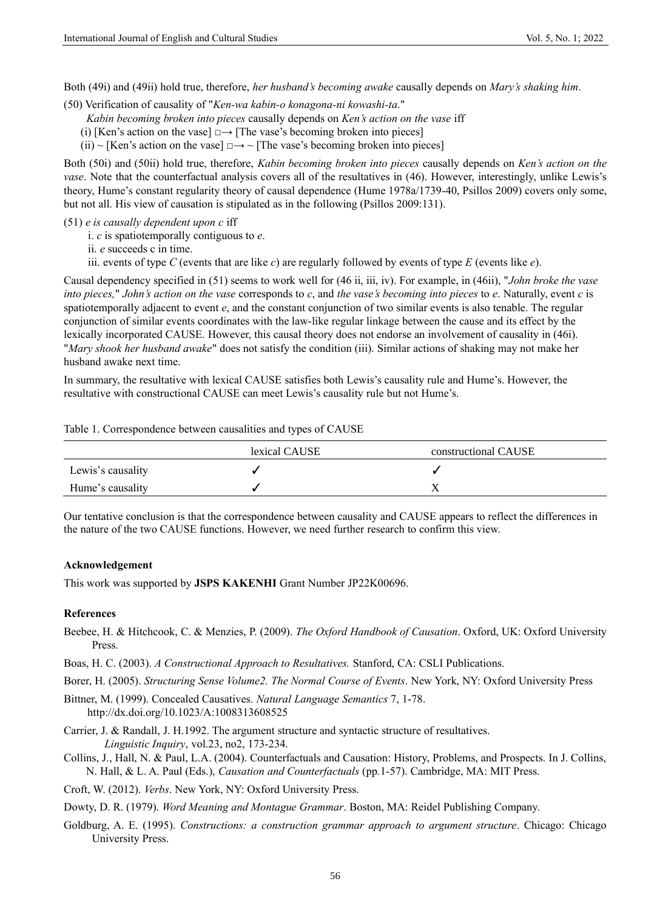Both (49i) and (49ii) hold true, therefore, *her husband's becoming awake* causally depends on *Mary's shaking him*.

(50) Verification of causality of "*Ken-wa kabin-o konagona-ni kowashi-ta*."

*Kabin becoming broken into pieces* causally depends on *Ken's action on the vase* iff

(i) [Ken's action on the vase] □→ [The vase's becoming broken into pieces]

(ii) ~ [Ken's action on the vase] □→ ~ [The vase's becoming broken into pieces]

Both (50i) and (50ii) hold true, therefore, *Kabin becoming broken into pieces* causally depends on *Ken's action on the vase*. Note that the counterfactual analysis covers all of the resultatives in (46). However, interestingly, unlike Lewis's theory, Hume's constant regularity theory of causal dependence (Hume 1978a/1739-40, Psillos 2009) covers only some, but not all. His view of causation is stipulated as in the following (Psillos 2009:131).

(51) *e is causally dependent upon c* iff

i. *c* is spatiotemporally contiguous to *e*.

ii. *e* succeeds c in time.

iii. events of type *C* (events that are like *c*) are regularly followed by events of type *E* (events like *e*).

Causal dependency specified in (51) seems to work well for (46 ii, iii, iv). For example, in (46ii), "*John broke the vase into pieces,*" *John's action on the vase* corresponds to *c*, and *the vase's becoming into pieces* to *e*. Naturally, event *c* is spatiotemporally adjacent to event *e*, and the constant conjunction of two similar events is also tenable. The regular conjunction of similar events coordinates with the law-like regular linkage between the cause and its effect by the lexically incorporated CAUSE. However, this causal theory does not endorse an involvement of causality in (46i). "*Mary shook her husband awake*" does not satisfy the condition (iii). Similar actions of shaking may not make her husband awake next time.

In summary, the resultative with lexical CAUSE satisfies both Lewis's causality rule and Hume's. However, the resultative with constructional CAUSE can meet Lewis's causality rule but not Hume's.

Table 1. Correspondence between causalities and types of CAUSE

| | lexical CAUSE | constructional CAUSE |
|---|---|---|
| Lewis's causality | ✓ | ✓ |
| Hume's causality | ✓ | X |

Our tentative conclusion is that the correspondence between causality and CAUSE appears to reflect the differences in the nature of the two CAUSE functions. However, we need further research to confirm this view.

### Acknowledgement

This work was supported by **JSPS KAKENHI** Grant Number JP22K00696.

### References

Beebee, H. & Hitchcook, C. & Menzies, P. (2009). *The Oxford Handbook of Causation*. Oxford, UK: Oxford University Press.

Boas, H. C. (2003). *A Constructional Approach to Resultatives.* Stanford, CA: CSLI Publications.

Borer, H. (2005). *Structuring Sense Volume2. The Normal Course of Events*. New York, NY: Oxford University Press

Bittner, M. (1999). Concealed Causatives. *Natural Language Semantics* 7, 1-78. http://dx.doi.org/10.1023/A:1008313608525

Carrier, J. & Randall, J. H.1992. The argument structure and syntactic structure of resultatives. *Linguistic Inquiry*, vol.23, no2, 173-234.

Collins, J., Hall, N. & Paul, L.A. (2004). Counterfactuals and Causation: History, Problems, and Prospects. In J. Collins, N. Hall, & L. A. Paul (Eds.), *Causation and Counterfactuals* (pp.1-57). Cambridge, MA: MIT Press.

Croft, W. (2012). *Verbs*. New York, NY: Oxford University Press.

Dowty, D. R. (1979). *Word Meaning and Montague Grammar*. Boston, MA: Reidel Publishing Company.

Goldburg, A. E. (1995). *Constructions: a construction grammar approach to argument structure*. Chicago: Chicago University Press.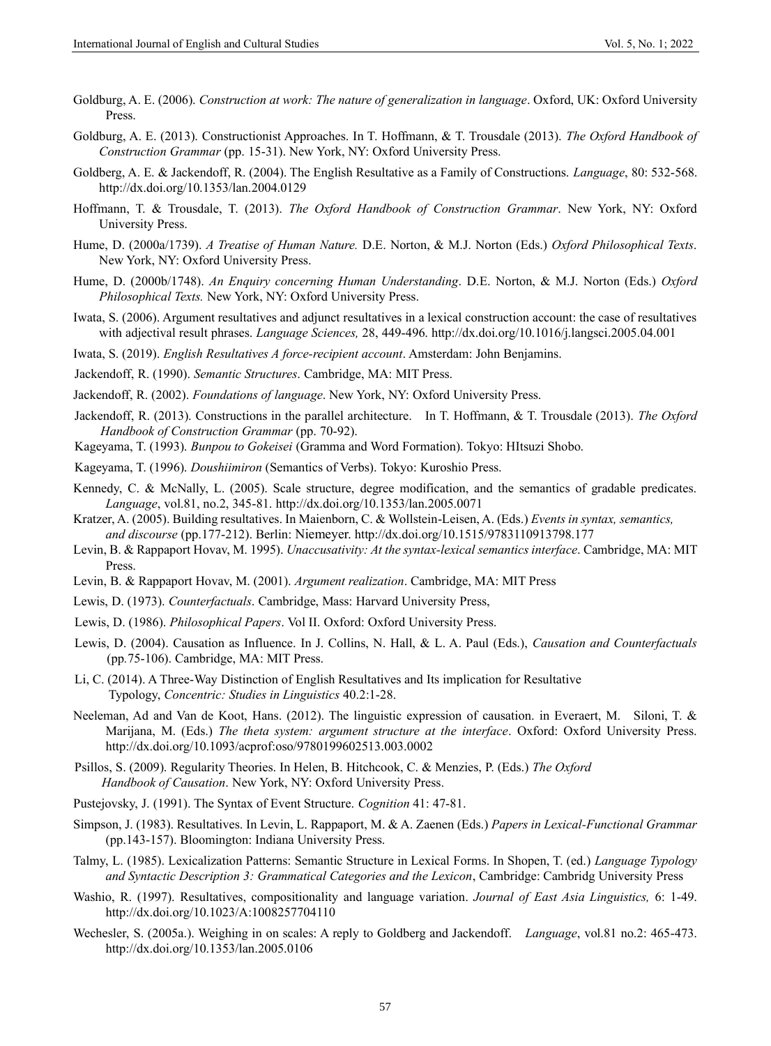Goldburg, A. E. (2006). *Construction at work: The nature of generalization in language*. Oxford, UK: Oxford University Press.

Goldburg, A. E. (2013). Constructionist Approaches. In T. Hoffmann, & T. Trousdale (2013). *The Oxford Handbook of Construction Grammar* (pp. 15-31). New York, NY: Oxford University Press.

Goldberg, A. E. & Jackendoff, R. (2004). The English Resultative as a Family of Constructions. *Language*, 80: 532-568. http://dx.doi.org/10.1353/lan.2004.0129

Hoffmann, T. & Trousdale, T. (2013). *The Oxford Handbook of Construction Grammar*. New York, NY: Oxford University Press.

Hume, D. (2000a/1739). *A Treatise of Human Nature.* D.E. Norton, & M.J. Norton (Eds.) *Oxford Philosophical Texts*. New York, NY: Oxford University Press.

Hume, D. (2000b/1748). *An Enquiry concerning Human Understanding*. D.E. Norton, & M.J. Norton (Eds.) *Oxford Philosophical Texts.* New York, NY: Oxford University Press.

Iwata, S. (2006). Argument resultatives and adjunct resultatives in a lexical construction account: the case of resultatives with adjectival result phrases. *Language Sciences,* 28, 449-496. http://dx.doi.org/10.1016/j.langsci.2005.04.001

Iwata, S. (2019). *English Resultatives A force-recipient account*. Amsterdam: John Benjamins.

Jackendoff, R. (1990). *Semantic Structures*. Cambridge, MA: MIT Press.

Jackendoff, R. (2002). *Foundations of language*. New York, NY: Oxford University Press.

Jackendoff, R. (2013). Constructions in the parallel architecture. In T. Hoffmann, & T. Trousdale (2013). *The Oxford Handbook of Construction Grammar* (pp. 70-92).

Kageyama, T. (1993). *Bunpou to Gokeisei* (Gramma and Word Formation). Tokyo: HItsuzi Shobo.

Kageyama, T. (1996). *Doushiimiron* (Semantics of Verbs). Tokyo: Kuroshio Press.

Kennedy, C. & McNally, L. (2005). Scale structure, degree modification, and the semantics of gradable predicates. *Language*, vol.81, no.2, 345-81. http://dx.doi.org/10.1353/lan.2005.0071

Kratzer, A. (2005). Building resultatives. In Maienborn, C. & Wollstein-Leisen, A. (Eds.) *Events in syntax, semantics, and discourse* (pp.177-212). Berlin: Niemeyer. http://dx.doi.org/10.1515/9783110913798.177

Levin, B. & Rappaport Hovav, M. 1995). *Unaccusativity: At the syntax-lexical semantics interface*. Cambridge, MA: MIT Press.

Levin, B. & Rappaport Hovav, M. (2001). *Argument realization*. Cambridge, MA: MIT Press

Lewis, D. (1973). *Counterfactuals*. Cambridge, Mass: Harvard University Press,

Lewis, D. (1986). *Philosophical Papers*. Vol II. Oxford: Oxford University Press.

Lewis, D. (2004). Causation as Influence. In J. Collins, N. Hall, & L. A. Paul (Eds.), *Causation and Counterfactuals* (pp.75-106). Cambridge, MA: MIT Press.

Li, C. (2014). A Three-Way Distinction of English Resultatives and Its implication for Resultative Typology, *Concentric: Studies in Linguistics* 40.2:1-28.

Neeleman, Ad and Van de Koot, Hans. (2012). The linguistic expression of causation. in Everaert, M. Siloni, T. & Marijana, M. (Eds.) *The theta system: argument structure at the interface*. Oxford: Oxford University Press. http://dx.doi.org/10.1093/acprof:oso/9780199602513.003.0002

Psillos, S. (2009). Regularity Theories. In Helen, B. Hitchcook, C. & Menzies, P. (Eds.) *The Oxford Handbook of Causation*. New York, NY: Oxford University Press.

Pustejovsky, J. (1991). The Syntax of Event Structure. *Cognition* 41: 47-81.

Simpson, J. (1983). Resultatives. In Levin, L. Rappaport, M. & A. Zaenen (Eds.) *Papers in Lexical-Functional Grammar* (pp.143-157). Bloomington: Indiana University Press.

Talmy, L. (1985). Lexicalization Patterns: Semantic Structure in Lexical Forms. In Shopen, T. (ed.) *Language Typology and Syntactic Description 3: Grammatical Categories and the Lexicon*, Cambridge: Cambridg University Press

Washio, R. (1997). Resultatives, compositionality and language variation. *Journal of East Asia Linguistics,* 6: 1-49. http://dx.doi.org/10.1023/A:1008257704110

Wechesler, S. (2005a.). Weighing in on scales: A reply to Goldberg and Jackendoff. *Language*, vol.81 no.2: 465-473. http://dx.doi.org/10.1353/lan.2005.0106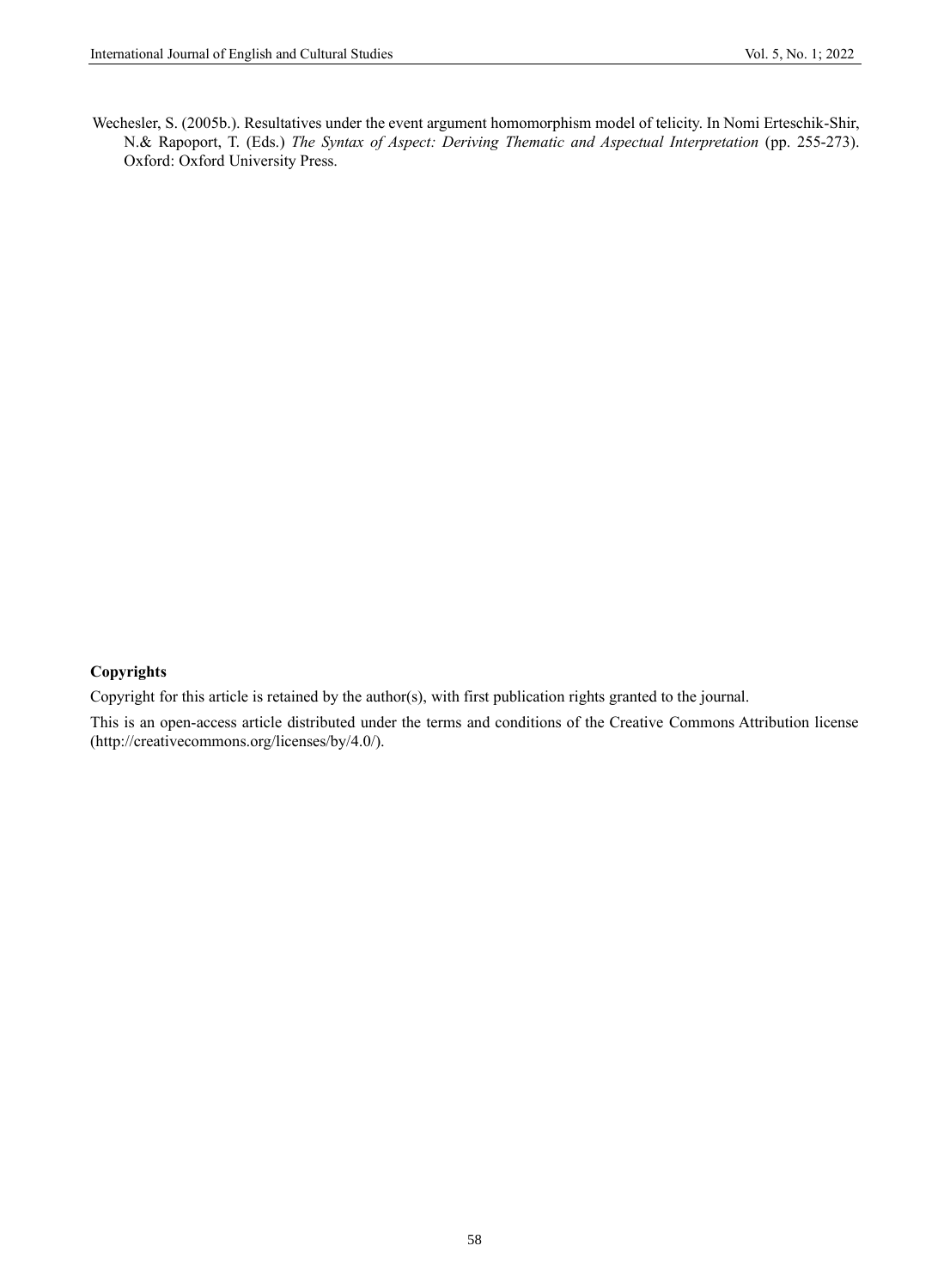Wechesler, S. (2005b.). Resultatives under the event argument homomorphism model of telicity. In Nomi Erteschik-Shir, N.& Rapoport, T. (Eds.) *The Syntax of Aspect: Deriving Thematic and Aspectual Interpretation* (pp. 255-273). Oxford: Oxford University Press.

**Copyrights**

Copyright for this article is retained by the author(s), with first publication rights granted to the journal.

This is an open-access article distributed under the terms and conditions of the Creative Commons Attribution license (http://creativecommons.org/licenses/by/4.0/).